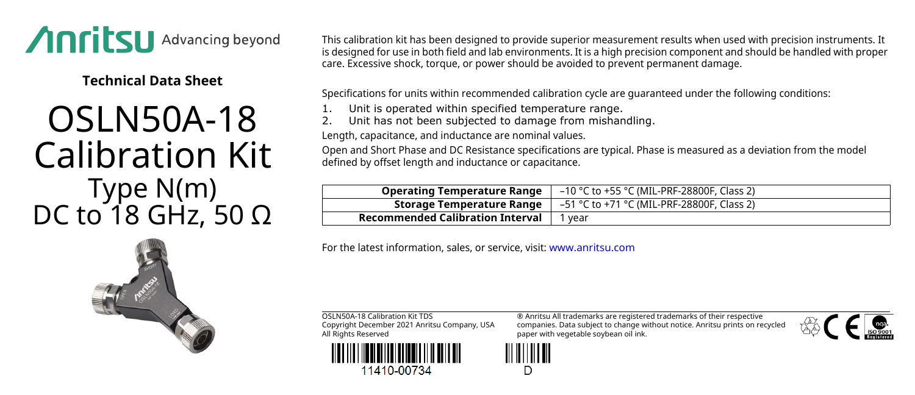**Anritsu** Advancing beyond

**Technical Data Sheet**

# OSLN50A-18 Calibration Kit

## Type N(m)
## DC to 18 GHz, 50 Ω

This calibration kit has been designed to provide superior measurement results when used with precision instruments. It is designed for use in both field and lab environments. It is a high precision component and should be handled with proper care. Excessive shock, torque, or power should be avoided to prevent permanent damage.

Specifications for units within recommended calibration cycle are guaranteed under the following conditions:

1. Unit is operated within specified temperature range.
2. Unit has not been subjected to damage from mishandling.

Length, capacitance, and inductance are nominal values.

Open and Short Phase and DC Resistance specifications are typical. Phase is measured as a deviation from the model defined by offset length and inductance or capacitance.

| | |
|---|---|
| **Operating Temperature Range** | –10 °C to +55 °C (MIL-PRF-28800F, Class 2) |
| **Storage Temperature Range** | –51 °C to +71 °C (MIL-PRF-28800F, Class 2) |
| **Recommended Calibration Interval** | 1 year |

For the latest information, sales, or service, visit: www.anritsu.com

OSLN50A-18 Calibration Kit TDS
Copyright December 2021 Anritsu Company, USA
All Rights Reserved

® Anritsu All trademarks are registered trademarks of their respective companies. Data subject to change without notice. Anritsu prints on recycled paper with vegetable soybean oil ink.

11410-00734

D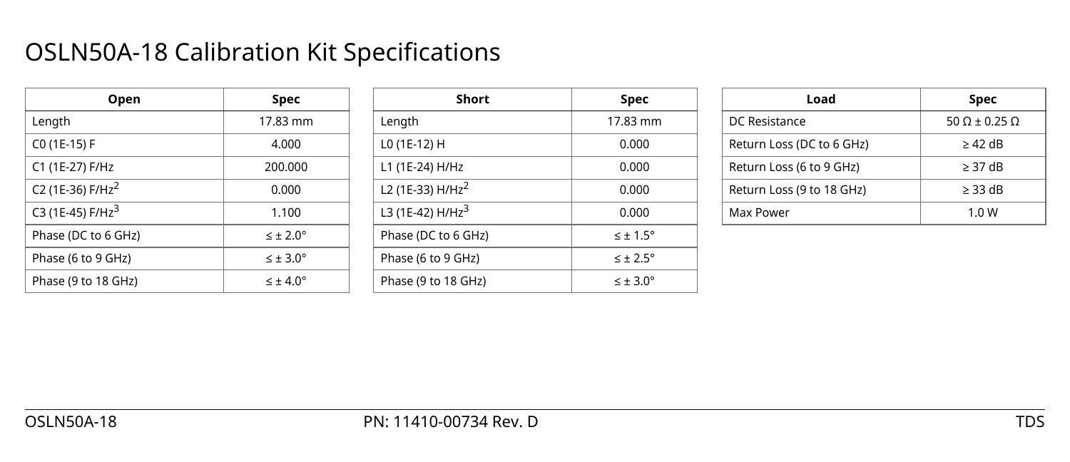# OSLN50A-18 Calibration Kit Specifications

| Open | Spec |
|---|---|
| Length | 17.83 mm |
| C0 (1E-15) F | 4.000 |
| C1 (1E-27) F/Hz | 200.000 |
| C2 (1E-36) F/Hz$^2$ | 0.000 |
| C3 (1E-45) F/Hz$^3$ | 1.100 |
| Phase (DC to 6 GHz) | ≤ ± 2.0° |
| Phase (6 to 9 GHz) | ≤ ± 3.0° |
| Phase (9 to 18 GHz) | ≤ ± 4.0° |

| Short | Spec |
|---|---|
| Length | 17.83 mm |
| L0 (1E-12) H | 0.000 |
| L1 (1E-24) H/Hz | 0.000 |
| L2 (1E-33) H/Hz$^2$ | 0.000 |
| L3 (1E-42) H/Hz$^3$ | 0.000 |
| Phase (DC to 6 GHz) | ≤ ± 1.5° |
| Phase (6 to 9 GHz) | ≤ ± 2.5° |
| Phase (9 to 18 GHz) | ≤ ± 3.0° |

| Load | Spec |
|---|---|
| DC Resistance | 50 Ω ± 0.25 Ω |
| Return Loss (DC to 6 GHz) | ≥ 42 dB |
| Return Loss (6 to 9 GHz) | ≥ 37 dB |
| Return Loss (9 to 18 GHz) | ≥ 33 dB |
| Max Power | 1.0 W |